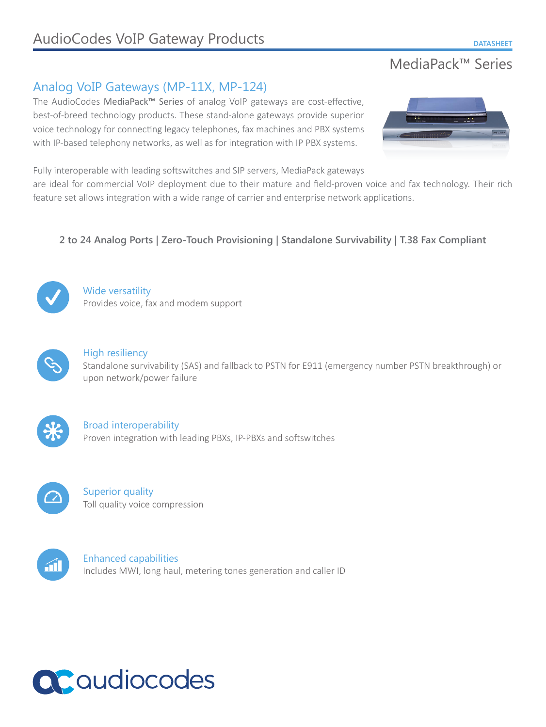# AudioCodes VoIP Gateway Products

DATASHEET

## MediaPack™ Series

## Analog VoIP Gateways (MP-11X, MP-124)

The AudioCodes **MediaPack™ Series** of analog VoIP gateways are cost-effective, best-of-breed technology products. These stand-alone gateways provide superior voice technology for connecting legacy telephones, fax machines and PBX systems with IP-based telephony networks, as well as for integration with IP PBX systems.

Fully interoperable with leading softswitches and SIP servers, MediaPack gateways are ideal for commercial VoIP deployment due to their mature and field-proven voice and fax technology. Their rich feature set allows integration with a wide range of carrier and enterprise network applications.

**2 to 24 Analog Ports | Zero-Touch Provisioning | Standalone Survivability | T.38 Fax Compliant**

### Wide versatility
Provides voice, fax and modem support

### High resiliency
Standalone survivability (SAS) and fallback to PSTN for E911 (emergency number PSTN breakthrough) or upon network/power failure

### Broad interoperability
Proven integration with leading PBXs, IP-PBXs and softswitches

### Superior quality
Toll quality voice compression

### Enhanced capabilities
Includes MWI, long haul, metering tones generation and caller ID

audiocodes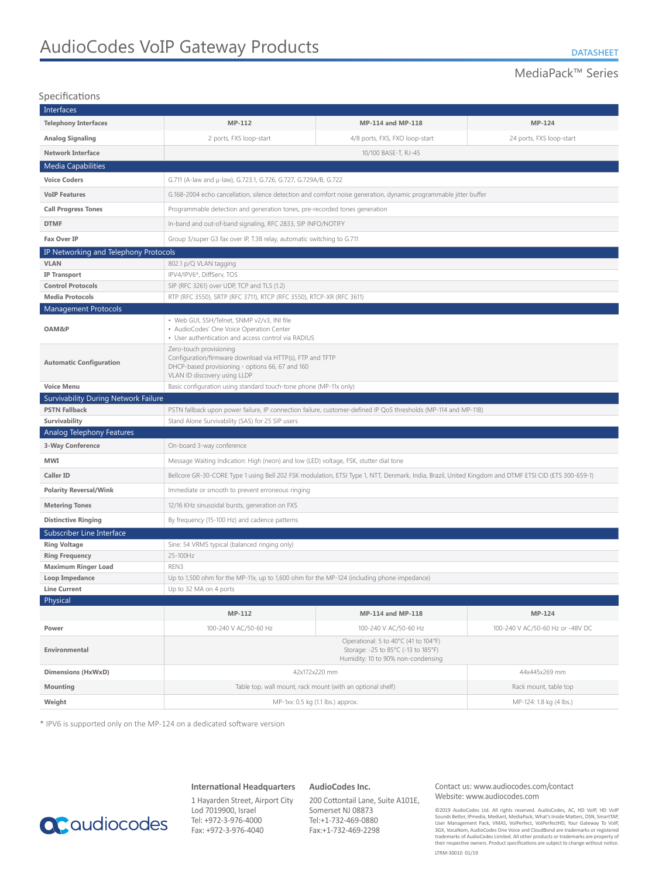# AudioCodes VoIP Gateway Products

DATASHEET

MediaPack™ Series

## Specifications

| Interfaces | | | |
|---|---|---|---|
| **Telephony Interfaces** | **MP-112** | **MP-114 and MP-118** | **MP-124** |
| **Analog Signaling** | 2 ports, FXS loop-start | 4/8 ports, FXS, FXO loop-start | 24 ports, FXS loop-start |
| **Network Interface** | 10/100 BASE-T, RJ-45 | | |
| **Media Capabilities** | | | |
| **Voice Coders** | G.711 (A-law and μ-law), G.723.1, G.726, G.727, G.729A/B, G.722 | | |
| **VoIP Features** | G.168-2004 echo cancellation, silence detection and comfort noise generation, dynamic programmable jitter buffer | | |
| **Call Progress Tones** | Programmable detection and generation tones, pre-recorded tones generation | | |
| **DTMF** | In-band and out-of-band signaling, RFC 2833, SIP INFO/NOTIFY | | |
| **Fax Over IP** | Group 3/super G3 fax over IP, T.38 relay, automatic switching to G.711 | | |
| **IP Networking and Telephony Protocols** | | | |
| **VLAN** | 802.1 p/Q VLAN tagging | | |
| **IP Transport** | IPV4/IPV6*, DiffServ, TOS | | |
| **Control Protocols** | SIP (RFC 3261) over UDP, TCP and TLS (1.2) | | |
| **Media Protocols** | RTP (RFC 3550), SRTP (RFC 3711), RTCP (RFC 3550), RTCP-XR (RFC 3611) | | |
| **Management Protocols** | | | |
| **OAM&P** | • Web GUI, SSH/Telnet, SNMP v2/v3, INI file<br>• AudioCodes' One Voice Operation Center<br>• User authentication and access control via RADIUS | | |
| **Automatic Configuration** | Zero-touch provisioning<br>Configuration/firmware download via HTTP(s), FTP and TFTP<br>DHCP-based provisioning - options 66, 67 and 160<br>VLAN ID discovery using LLDP | | |
| **Voice Menu** | Basic configuration using standard touch-tone phone (MP-11x only) | | |
| **Survivability During Network Failure** | | | |
| **PSTN Fallback** | PSTN fallback upon power failure, IP connection failure, customer-defined IP QoS thresholds (MP-114 and MP-118) | | |
| **Survivability** | Stand Alone Survivability (SAS) for 25 SIP users | | |
| **Analog Telephony Features** | | | |
| **3-Way Conference** | On-board 3-way conference | | |
| **MWI** | Message Waiting Indication: High (neon) and low (LED) voltage, FSK, stutter dial tone | | |
| **Caller ID** | Bellcore GR-30-CORE Type 1 using Bell 202 FSK modulation, ETSI Type 1, NTT, Denmark, India, Brazil, United Kingdom and DTMF ETSI CID (ETS 300-659-1) | | |
| **Polarity Reversal/Wink** | Immediate or smooth to prevent erroneous ringing | | |
| **Metering Tones** | 12/16 KHz sinusoidal bursts, generation on FXS | | |
| **Distinctive Ringing** | By frequency (15-100 Hz) and cadence patterns | | |
| **Subscriber Line Interface** | | | |
| **Ring Voltage** | Sine: 54 VRMS typical (balanced ringing only) | | |
| **Ring Frequency** | 25-100Hz | | |
| **Maximum Ringer Load** | REN3 | | |
| **Loop Impedance** | Up to 1,500 ohm for the MP-11x, up to 1,600 ohm for the MP-124 (including phone impedance) | | |
| **Line Current** | Up to 32 MA on 4 ports | | |
| **Physical** | | | |
| | **MP-112** | **MP-114 and MP-118** | **MP-124** |
| **Power** | 100-240 V AC/50-60 Hz | 100-240 V AC/50-60 Hz | 100-240 V AC/50-60 Hz or -48V DC |
| **Environmental** | Operational: 5 to 40°C (41 to 104°F)<br>Storage: -25 to 85°C (-13 to 185°F)<br>Humidity: 10 to 90% non-condensing | | |
| **Dimensions (HxWxD)** | 42x172x220 mm | | 44x445x269 mm |
| **Mounting** | Table top, wall mount, rack mount (with an optional shelf) | | Rack mount, table top |
| **Weight** | MP-1xx: 0.5 kg (1.1 lbs.) approx. | | MP-124: 1.8 kg (4 lbs.) |

* IPV6 is supported only on the MP-124 on a dedicated software version

**International Headquarters**
1 Hayarden Street, Airport City
Lod 7019900, Israel
Tel: +972-3-976-4000
Fax: +972-3-976-4040

**AudioCodes Inc.**
200 Cottontail Lane, Suite A101E,
Somerset NJ 08873
Tel:+1-732-469-0880
Fax:+1-732-469-2298

Contact us: www.audiocodes.com/contact
Website: www.audiocodes.com

©2019 AudioCodes Ltd. All rights reserved. AudioCodes, AC, HD VoIP, HD VoIP Sounds Better, IPmedia, Mediant, MediaPack, What's Inside Matters, OSN, SmartTAP, User Management Pack, VMAS, VoIPerfect, VoIPerfectHD, Your Gateway To VoIP, 3GX, VocaNom, AudioCodes One Voice and CloudBond are trademarks or registered trademarks of AudioCodes Limited. All other products or trademarks are property of their respective owners. Product specifications are subject to change without notice.

LTRM-30010 01/19